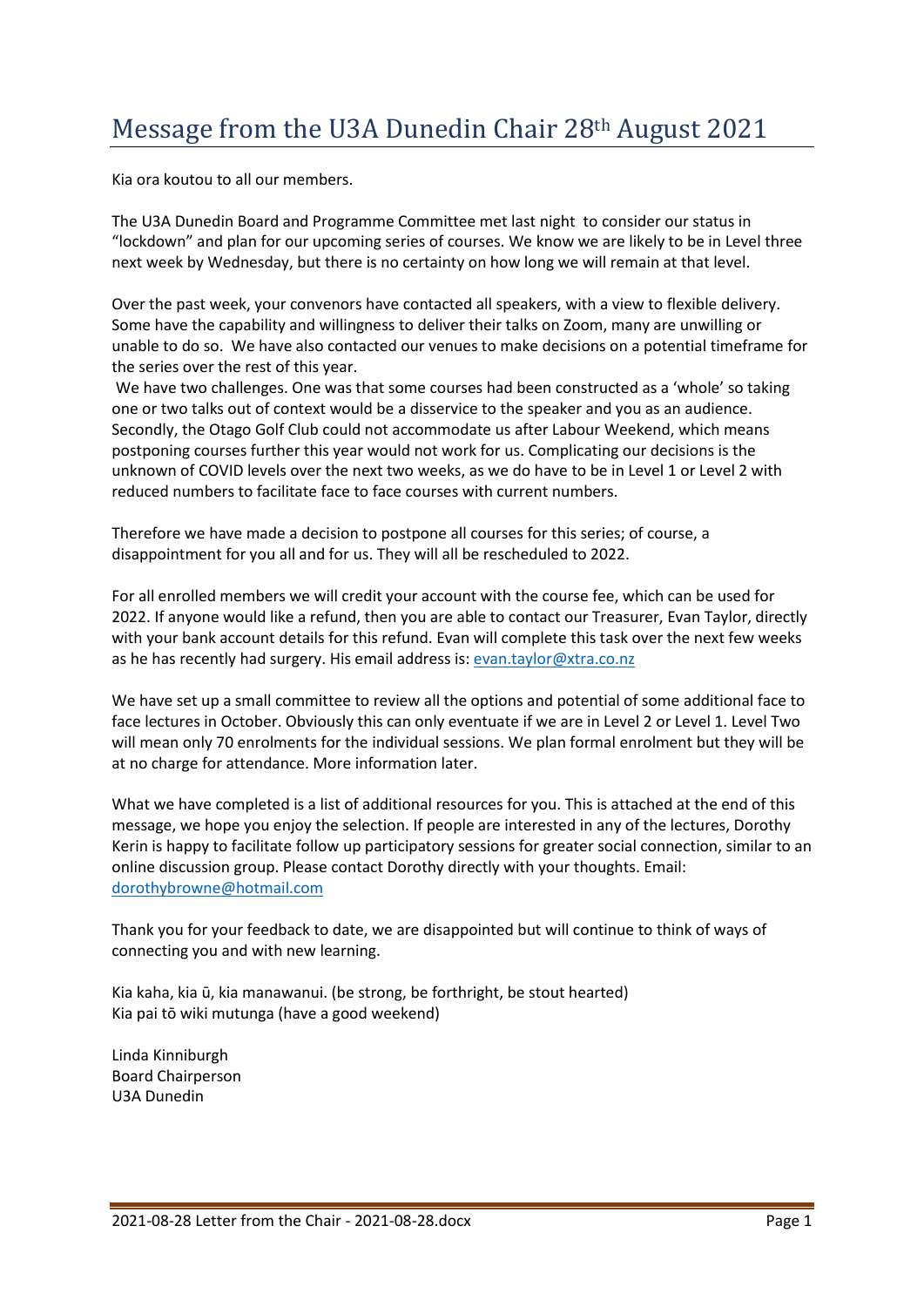# Message from the U3A Dunedin Chair 28th August 2021

Kia ora koutou to all our members.

The U3A Dunedin Board and Programme Committee met last night to consider our status in "lockdown" and plan for our upcoming series of courses. We know we are likely to be in Level three next week by Wednesday, but there is no certainty on how long we will remain at that level.

Over the past week, your convenors have contacted all speakers, with a view to flexible delivery. Some have the capability and willingness to deliver their talks on Zoom, many are unwilling or unable to do so. We have also contacted our venues to make decisions on a potential timeframe for the series over the rest of this year.

We have two challenges. One was that some courses had been constructed as a 'whole' so taking one or two talks out of context would be a disservice to the speaker and you as an audience. Secondly, the Otago Golf Club could not accommodate us after Labour Weekend, which means postponing courses further this year would not work for us. Complicating our decisions is the unknown of COVID levels over the next two weeks, as we do have to be in Level 1 or Level 2 with reduced numbers to facilitate face to face courses with current numbers.

Therefore we have made a decision to postpone all courses for this series; of course, a disappointment for you all and for us. They will all be rescheduled to 2022.

For all enrolled members we will credit your account with the course fee, which can be used for 2022. If anyone would like a refund, then you are able to contact our Treasurer, Evan Taylor, directly with your bank account details for this refund. Evan will complete this task over the next few weeks as he has recently had surgery. His email address is: evan.taylor@xtra.co.nz

We have set up a small committee to review all the options and potential of some additional face to face lectures in October. Obviously this can only eventuate if we are in Level 2 or Level 1. Level Two will mean only 70 enrolments for the individual sessions. We plan formal enrolment but they will be at no charge for attendance. More information later.

What we have completed is a list of additional resources for you. This is attached at the end of this message, we hope you enjoy the selection. If people are interested in any of the lectures, Dorothy Kerin is happy to facilitate follow up participatory sessions for greater social connection, similar to an online discussion group. Please contact Dorothy directly with your thoughts. Email: dorothybrowne@hotmail.com

Thank you for your feedback to date, we are disappointed but will continue to think of ways of connecting you and with new learning.

Kia kaha, kia ū, kia manawanui. (be strong, be forthright, be stout hearted)
Kia pai tō wiki mutunga (have a good weekend)

Linda Kinniburgh
Board Chairperson
U3A Dunedin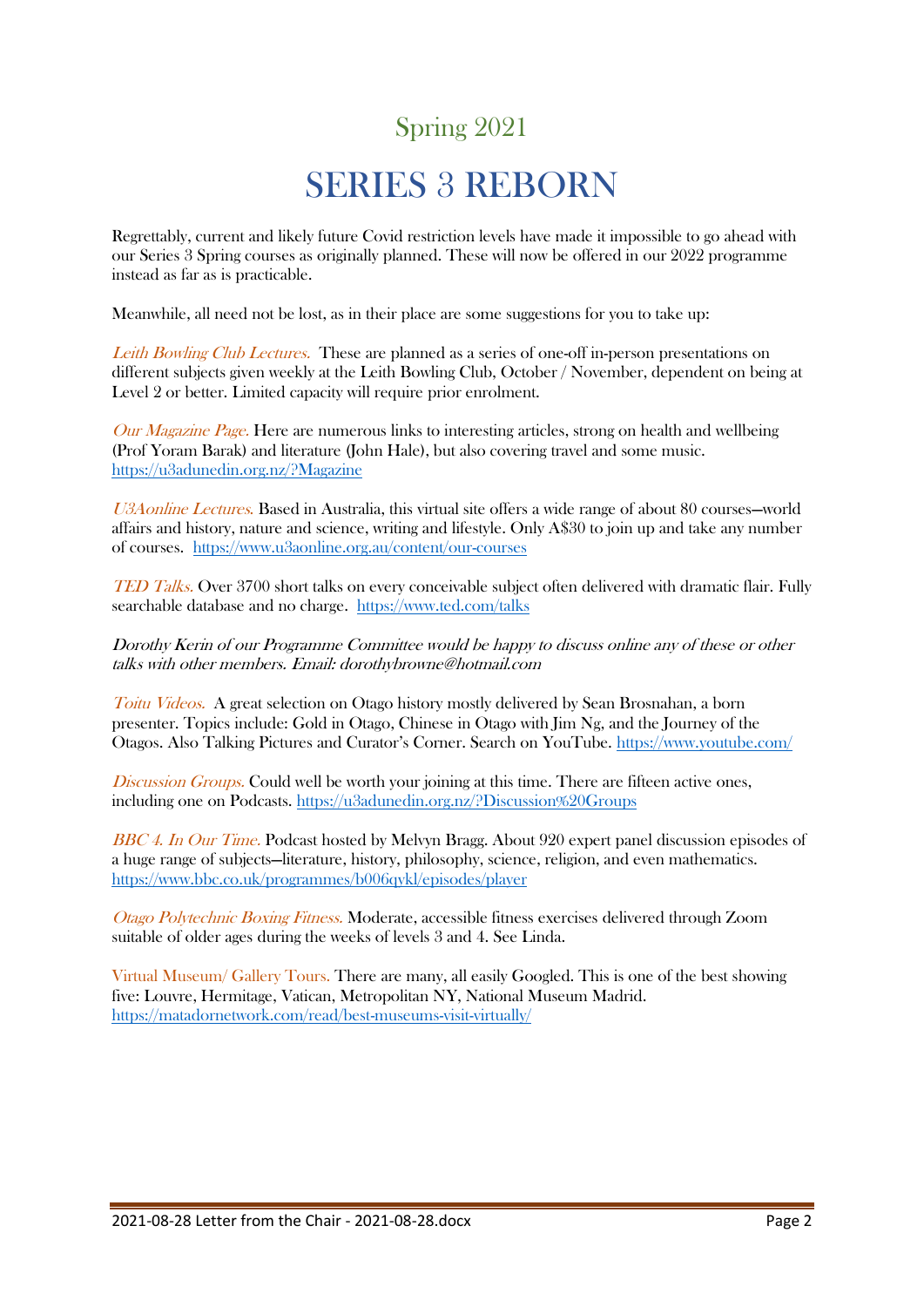## Spring 2021

# SERIES 3 REBORN

Regrettably, current and likely future Covid restriction levels have made it impossible to go ahead with our Series 3 Spring courses as originally planned. These will now be offered in our 2022 programme instead as far as is practicable.

Meanwhile, all need not be lost, as in their place are some suggestions for you to take up:

*Leith Bowling Club Lectures.* These are planned as a series of one-off in-person presentations on different subjects given weekly at the Leith Bowling Club, October / November, dependent on being at Level 2 or better. Limited capacity will require prior enrolment.

*Our Magazine Page.* Here are numerous links to interesting articles, strong on health and wellbeing (Prof Yoram Barak) and literature (John Hale), but also covering travel and some music. https://u3adunedin.org.nz/?Magazine

*U3Aonline Lectures.* Based in Australia, this virtual site offers a wide range of about 80 courses—world affairs and history, nature and science, writing and lifestyle. Only A$30 to join up and take any number of courses. https://www.u3aonline.org.au/content/our-courses

*TED Talks.* Over 3700 short talks on every conceivable subject often delivered with dramatic flair. Fully searchable database and no charge. https://www.ted.com/talks

*Dorothy Kerin of our Programme Committee would be happy to discuss online any of these or other talks with other members. Email: dorothybrowne@hotmail.com*

*Toitu Videos.* A great selection on Otago history mostly delivered by Sean Brosnahan, a born presenter. Topics include: Gold in Otago, Chinese in Otago with Jim Ng, and the Journey of the Otagos. Also Talking Pictures and Curator's Corner. Search on YouTube. https://www.youtube.com/

*Discussion Groups.* Could well be worth your joining at this time. There are fifteen active ones, including one on Podcasts. https://u3adunedin.org.nz/?Discussion%20Groups

*BBC 4. In Our Time.* Podcast hosted by Melvyn Bragg. About 920 expert panel discussion episodes of a huge range of subjects—literature, history, philosophy, science, religion, and even mathematics. https://www.bbc.co.uk/programmes/b006qykl/episodes/player

*Otago Polytechnic Boxing Fitness.* Moderate, accessible fitness exercises delivered through Zoom suitable of older ages during the weeks of levels 3 and 4. See Linda.

Virtual Museum/ Gallery Tours. There are many, all easily Googled. This is one of the best showing five: Louvre, Hermitage, Vatican, Metropolitan NY, National Museum Madrid. https://matadornetwork.com/read/best-museums-visit-virtually/